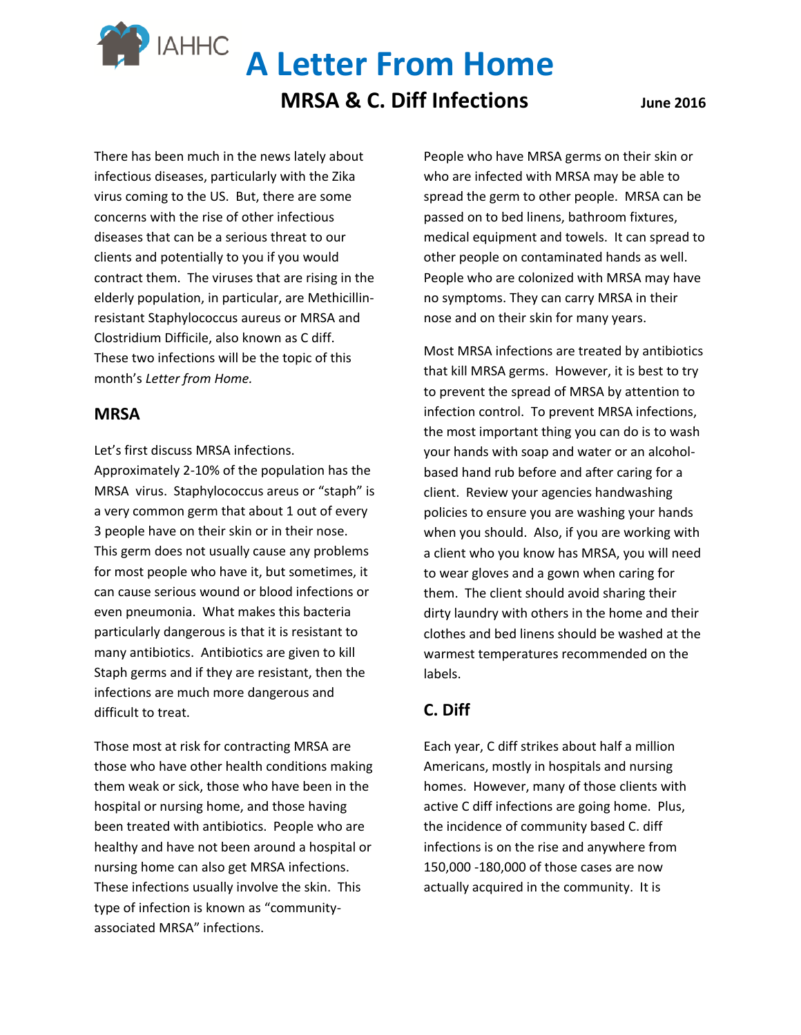IAHHC

# A Letter From Home

## MRSA & C. Diff Infections

**June 2016**

There has been much in the news lately about infectious diseases, particularly with the Zika virus coming to the US. But, there are some concerns with the rise of other infectious diseases that can be a serious threat to our clients and potentially to you if you would contract them. The viruses that are rising in the elderly population, in particular, are Methicillin-resistant Staphylococcus aureus or MRSA and Clostridium Difficile, also known as C diff. These two infections will be the topic of this month's *Letter from Home.*

### MRSA

Let's first discuss MRSA infections. Approximately 2-10% of the population has the MRSA virus. Staphylococcus areus or "staph" is a very common germ that about 1 out of every 3 people have on their skin or in their nose. This germ does not usually cause any problems for most people who have it, but sometimes, it can cause serious wound or blood infections or even pneumonia. What makes this bacteria particularly dangerous is that it is resistant to many antibiotics. Antibiotics are given to kill Staph germs and if they are resistant, then the infections are much more dangerous and difficult to treat.

Those most at risk for contracting MRSA are those who have other health conditions making them weak or sick, those who have been in the hospital or nursing home, and those having been treated with antibiotics. People who are healthy and have not been around a hospital or nursing home can also get MRSA infections. These infections usually involve the skin. This type of infection is known as "community-associated MRSA" infections.

People who have MRSA germs on their skin or who are infected with MRSA may be able to spread the germ to other people. MRSA can be passed on to bed linens, bathroom fixtures, medical equipment and towels. It can spread to other people on contaminated hands as well. People who are colonized with MRSA may have no symptoms. They can carry MRSA in their nose and on their skin for many years.

Most MRSA infections are treated by antibiotics that kill MRSA germs. However, it is best to try to prevent the spread of MRSA by attention to infection control. To prevent MRSA infections, the most important thing you can do is to wash your hands with soap and water or an alcohol-based hand rub before and after caring for a client. Review your agencies handwashing policies to ensure you are washing your hands when you should. Also, if you are working with a client who you know has MRSA, you will need to wear gloves and a gown when caring for them. The client should avoid sharing their dirty laundry with others in the home and their clothes and bed linens should be washed at the warmest temperatures recommended on the labels.

### C. Diff

Each year, C diff strikes about half a million Americans, mostly in hospitals and nursing homes. However, many of those clients with active C diff infections are going home. Plus, the incidence of community based C. diff infections is on the rise and anywhere from 150,000 -180,000 of those cases are now actually acquired in the community. It is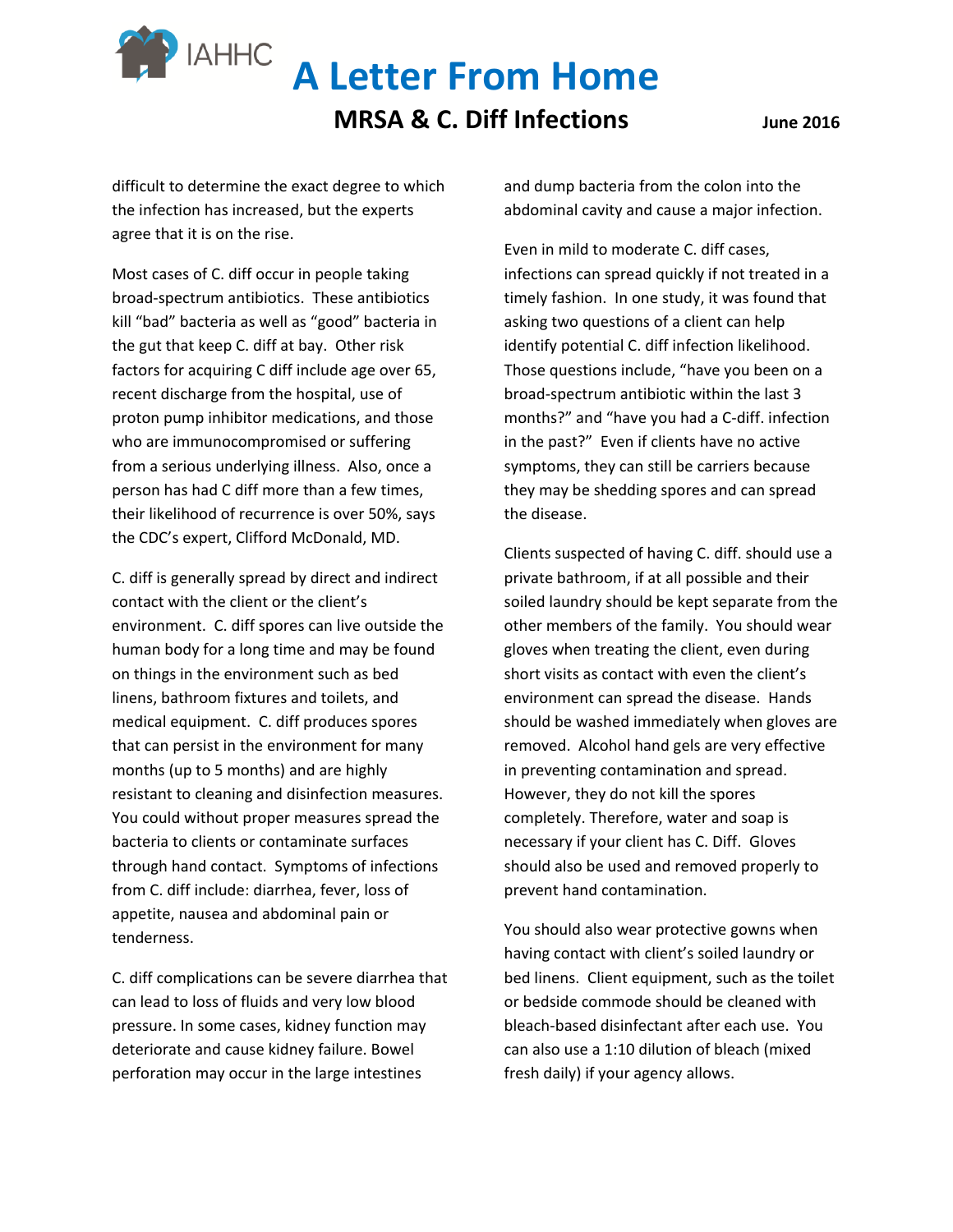difficult to determine the exact degree to which the infection has increased, but the experts agree that it is on the rise.

Most cases of C. diff occur in people taking broad-spectrum antibiotics. These antibiotics kill "bad" bacteria as well as "good" bacteria in the gut that keep C. diff at bay. Other risk factors for acquiring C diff include age over 65, recent discharge from the hospital, use of proton pump inhibitor medications, and those who are immunocompromised or suffering from a serious underlying illness. Also, once a person has had C diff more than a few times, their likelihood of recurrence is over 50%, says the CDC's expert, Clifford McDonald, MD.

C. diff is generally spread by direct and indirect contact with the client or the client's environment. C. diff spores can live outside the human body for a long time and may be found on things in the environment such as bed linens, bathroom fixtures and toilets, and medical equipment. C. diff produces spores that can persist in the environment for many months (up to 5 months) and are highly resistant to cleaning and disinfection measures. You could without proper measures spread the bacteria to clients or contaminate surfaces through hand contact. Symptoms of infections from C. diff include: diarrhea, fever, loss of appetite, nausea and abdominal pain or tenderness.

C. diff complications can be severe diarrhea that can lead to loss of fluids and very low blood pressure. In some cases, kidney function may deteriorate and cause kidney failure. Bowel perforation may occur in the large intestines and dump bacteria from the colon into the abdominal cavity and cause a major infection.

Even in mild to moderate C. diff cases, infections can spread quickly if not treated in a timely fashion. In one study, it was found that asking two questions of a client can help identify potential C. diff infection likelihood. Those questions include, "have you been on a broad-spectrum antibiotic within the last 3 months?" and "have you had a C-diff. infection in the past?" Even if clients have no active symptoms, they can still be carriers because they may be shedding spores and can spread the disease.

Clients suspected of having C. diff. should use a private bathroom, if at all possible and their soiled laundry should be kept separate from the other members of the family. You should wear gloves when treating the client, even during short visits as contact with even the client's environment can spread the disease. Hands should be washed immediately when gloves are removed. Alcohol hand gels are very effective in preventing contamination and spread. However, they do not kill the spores completely. Therefore, water and soap is necessary if your client has C. Diff. Gloves should also be used and removed properly to prevent hand contamination.

You should also wear protective gowns when having contact with client's soiled laundry or bed linens. Client equipment, such as the toilet or bedside commode should be cleaned with bleach-based disinfectant after each use. You can also use a 1:10 dilution of bleach (mixed fresh daily) if your agency allows.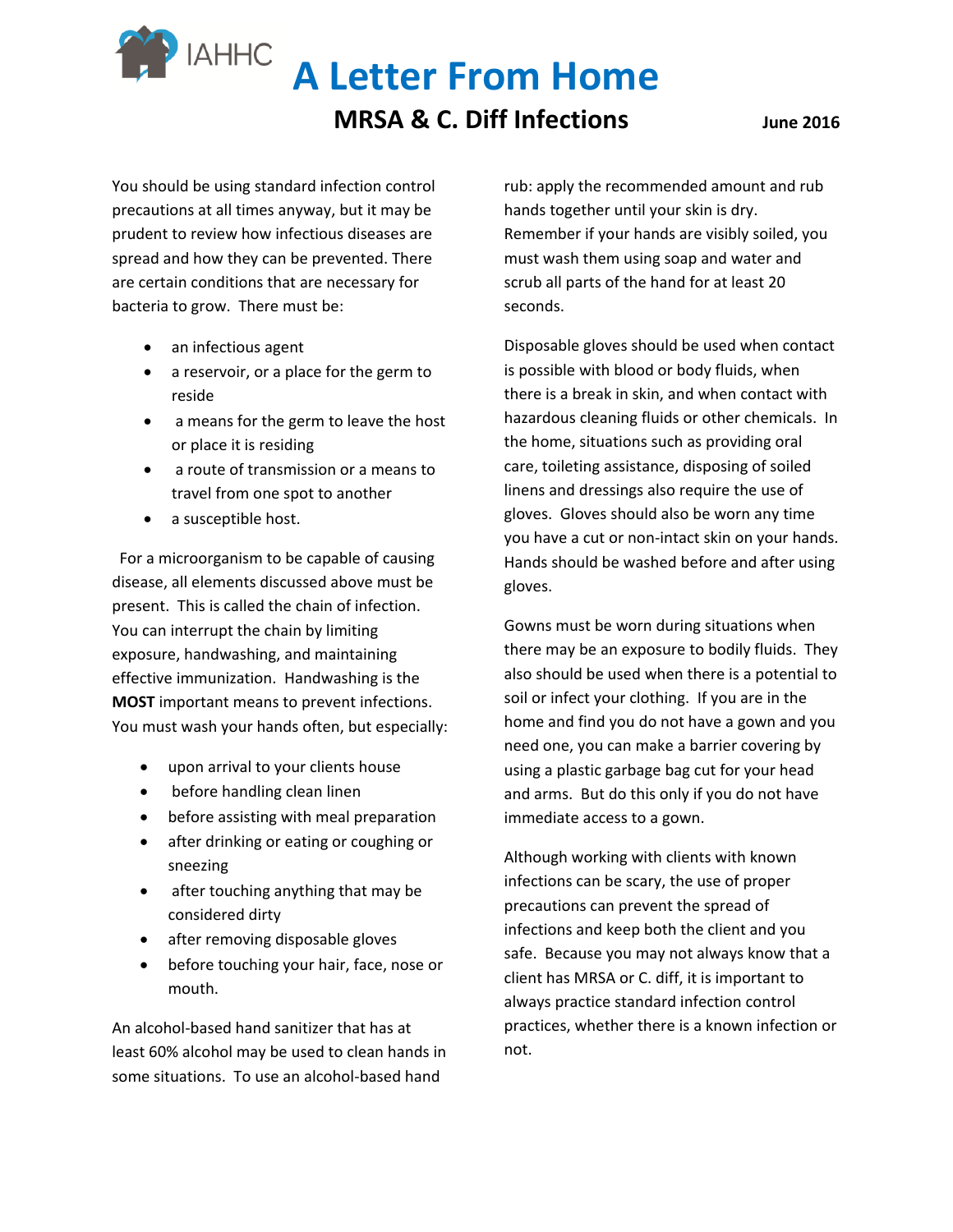IAHHC

# A Letter From Home

## MRSA & C. Diff Infections

June 2016

You should be using standard infection control precautions at all times anyway, but it may be prudent to review how infectious diseases are spread and how they can be prevented. There are certain conditions that are necessary for bacteria to grow. There must be:

- an infectious agent
- a reservoir, or a place for the germ to reside
- a means for the germ to leave the host or place it is residing
- a route of transmission or a means to travel from one spot to another
- a susceptible host.

For a microorganism to be capable of causing disease, all elements discussed above must be present. This is called the chain of infection. You can interrupt the chain by limiting exposure, handwashing, and maintaining effective immunization. Handwashing is the **MOST** important means to prevent infections. You must wash your hands often, but especially:

- upon arrival to your clients house
- before handling clean linen
- before assisting with meal preparation
- after drinking or eating or coughing or sneezing
- after touching anything that may be considered dirty
- after removing disposable gloves
- before touching your hair, face, nose or mouth.

An alcohol-based hand sanitizer that has at least 60% alcohol may be used to clean hands in some situations. To use an alcohol-based hand rub: apply the recommended amount and rub hands together until your skin is dry. Remember if your hands are visibly soiled, you must wash them using soap and water and scrub all parts of the hand for at least 20 seconds.

Disposable gloves should be used when contact is possible with blood or body fluids, when there is a break in skin, and when contact with hazardous cleaning fluids or other chemicals. In the home, situations such as providing oral care, toileting assistance, disposing of soiled linens and dressings also require the use of gloves. Gloves should also be worn any time you have a cut or non-intact skin on your hands. Hands should be washed before and after using gloves.

Gowns must be worn during situations when there may be an exposure to bodily fluids. They also should be used when there is a potential to soil or infect your clothing. If you are in the home and find you do not have a gown and you need one, you can make a barrier covering by using a plastic garbage bag cut for your head and arms. But do this only if you do not have immediate access to a gown.

Although working with clients with known infections can be scary, the use of proper precautions can prevent the spread of infections and keep both the client and you safe. Because you may not always know that a client has MRSA or C. diff, it is important to always practice standard infection control practices, whether there is a known infection or not.